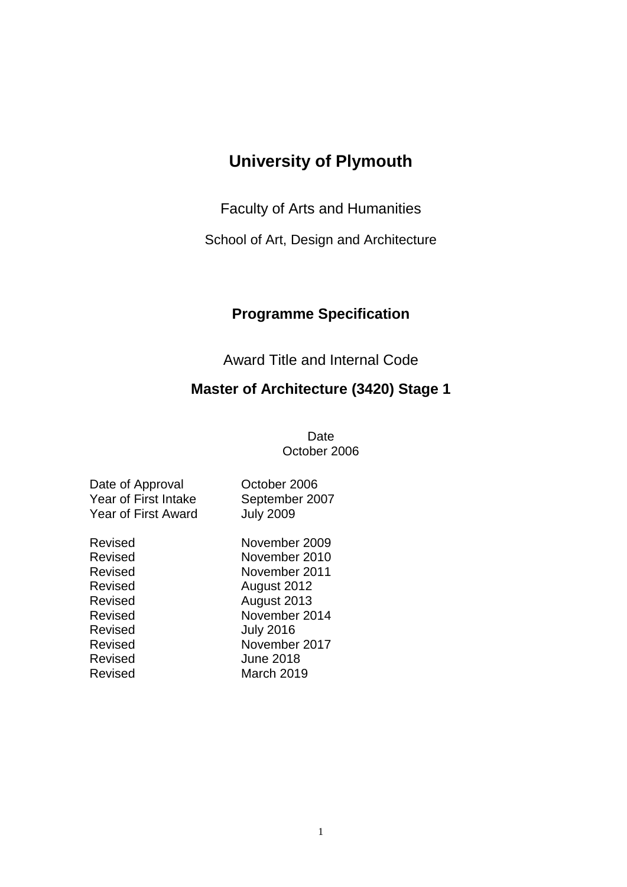# University of Plymouth

Faculty of Arts and Humanities

School of Art, Design and Architecture

## Programme Specification

Award Title and Internal Code

## Master of Architecture (3420) Stage 1

Date
October 2006

| | |
|---|---|
| Date of Approval | October 2006 |
| Year of First Intake | September 2007 |
| Year of First Award | July 2009 |
| | |
| Revised | November 2009 |
| Revised | November 2010 |
| Revised | November 2011 |
| Revised | August 2012 |
| Revised | August 2013 |
| Revised | November 2014 |
| Revised | July 2016 |
| Revised | November 2017 |
| Revised | June 2018 |
| Revised | March 2019 |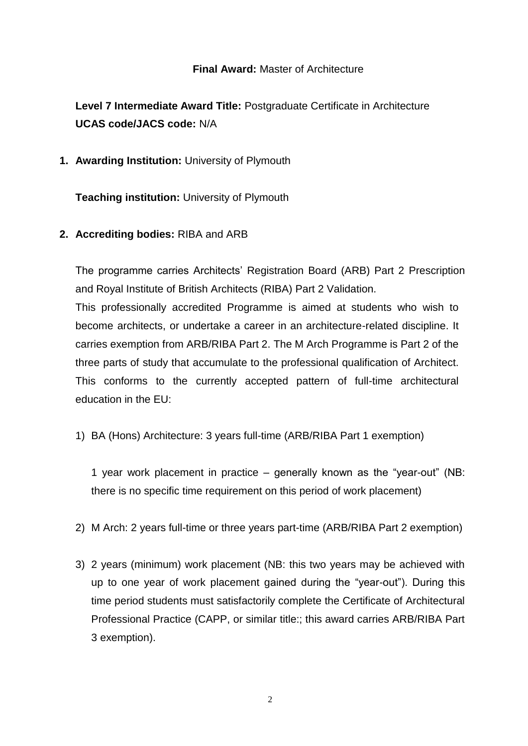**Final Award:** Master of Architecture

**Level 7 Intermediate Award Title:** Postgraduate Certificate in Architecture
**UCAS code/JACS code:** N/A

1. **Awarding Institution:** University of Plymouth

   **Teaching institution:** University of Plymouth

2. **Accrediting bodies:** RIBA and ARB

   The programme carries Architects' Registration Board (ARB) Part 2 Prescription and Royal Institute of British Architects (RIBA) Part 2 Validation.
   This professionally accredited Programme is aimed at students who wish to become architects, or undertake a career in an architecture-related discipline. It carries exemption from ARB/RIBA Part 2. The M Arch Programme is Part 2 of the three parts of study that accumulate to the professional qualification of Architect. This conforms to the currently accepted pattern of full-time architectural education in the EU:

   1) BA (Hons) Architecture: 3 years full-time (ARB/RIBA Part 1 exemption)

      1 year work placement in practice – generally known as the "year-out" (NB: there is no specific time requirement on this period of work placement)

   2) M Arch: 2 years full-time or three years part-time (ARB/RIBA Part 2 exemption)

   3) 2 years (minimum) work placement (NB: this two years may be achieved with up to one year of work placement gained during the "year-out"). During this time period students must satisfactorily complete the Certificate of Architectural Professional Practice (CAPP, or similar title:; this award carries ARB/RIBA Part 3 exemption).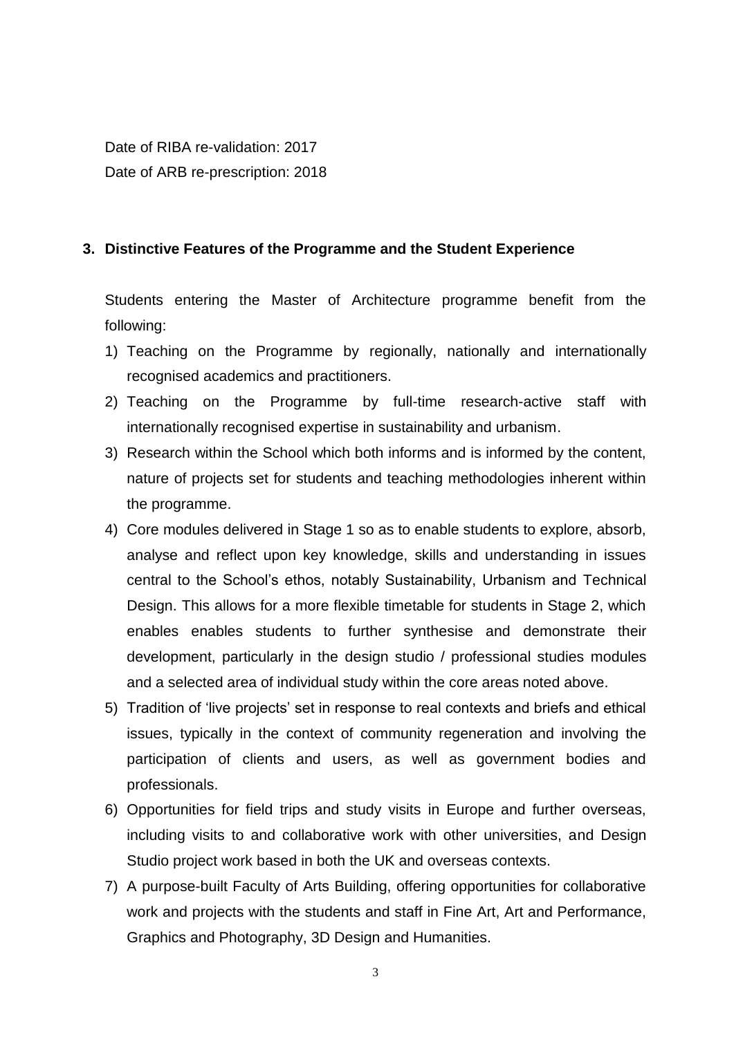Date of RIBA re-validation: 2017
Date of ARB re-prescription: 2018

## 3. Distinctive Features of the Programme and the Student Experience

Students entering the Master of Architecture programme benefit from the following:

1) Teaching on the Programme by regionally, nationally and internationally recognised academics and practitioners.
2) Teaching on the Programme by full-time research-active staff with internationally recognised expertise in sustainability and urbanism.
3) Research within the School which both informs and is informed by the content, nature of projects set for students and teaching methodologies inherent within the programme.
4) Core modules delivered in Stage 1 so as to enable students to explore, absorb, analyse and reflect upon key knowledge, skills and understanding in issues central to the School's ethos, notably Sustainability, Urbanism and Technical Design. This allows for a more flexible timetable for students in Stage 2, which enables enables students to further synthesise and demonstrate their development, particularly in the design studio / professional studies modules and a selected area of individual study within the core areas noted above.
5) Tradition of 'live projects' set in response to real contexts and briefs and ethical issues, typically in the context of community regeneration and involving the participation of clients and users, as well as government bodies and professionals.
6) Opportunities for field trips and study visits in Europe and further overseas, including visits to and collaborative work with other universities, and Design Studio project work based in both the UK and overseas contexts.
7) A purpose-built Faculty of Arts Building, offering opportunities for collaborative work and projects with the students and staff in Fine Art, Art and Performance, Graphics and Photography, 3D Design and Humanities.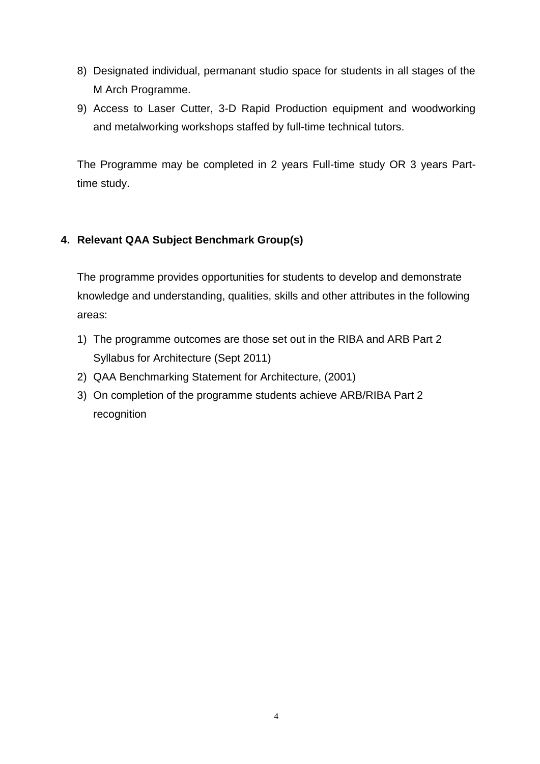8) Designated individual, permanant studio space for students in all stages of the M Arch Programme.
9) Access to Laser Cutter, 3-D Rapid Production equipment and woodworking and metalworking workshops staffed by full-time technical tutors.

The Programme may be completed in 2 years Full-time study OR 3 years Part-time study.

## 4. Relevant QAA Subject Benchmark Group(s)

The programme provides opportunities for students to develop and demonstrate knowledge and understanding, qualities, skills and other attributes in the following areas:

1) The programme outcomes are those set out in the RIBA and ARB Part 2 Syllabus for Architecture (Sept 2011)
2) QAA Benchmarking Statement for Architecture, (2001)
3) On completion of the programme students achieve ARB/RIBA Part 2 recognition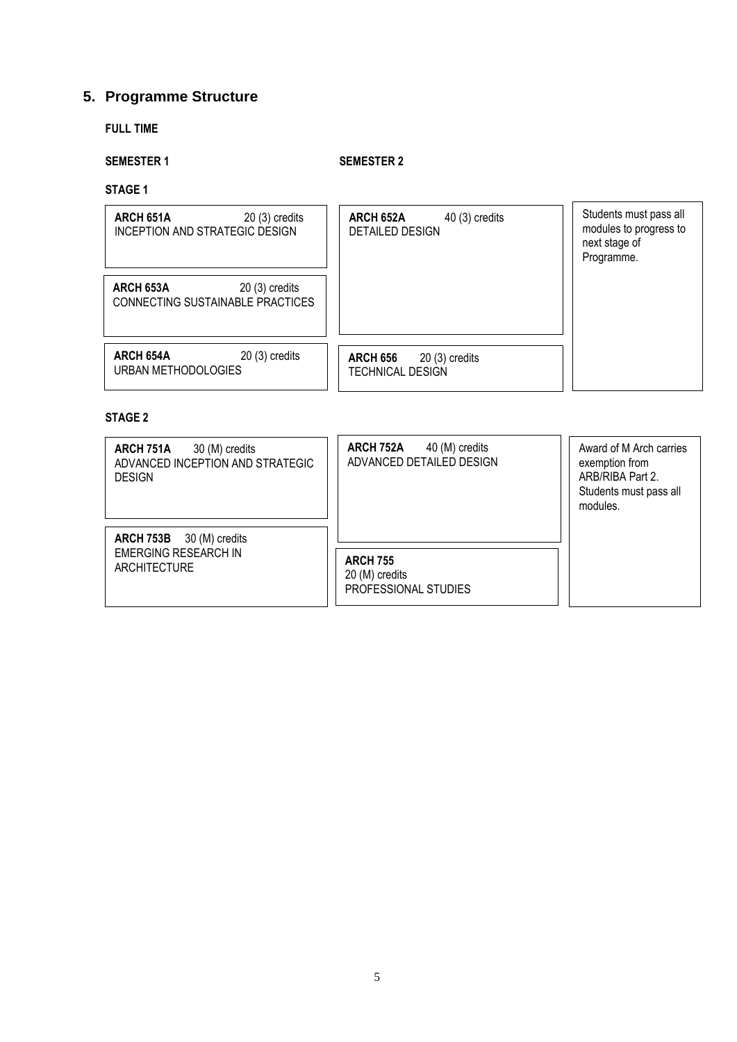## 5. Programme Structure

**FULL TIME**

### STAGE 1

| SEMESTER 1 | SEMESTER 2 | |
|---|---|---|
| **ARCH 651A** 20 (3) credits<br>INCEPTION AND STRATEGIC DESIGN | **ARCH 652A** 40 (3) credits<br>DETAILED DESIGN | Students must pass all modules to progress to next stage of Programme. |
| **ARCH 653A** 20 (3) credits<br>CONNECTING SUSTAINABLE PRACTICES | | |
| **ARCH 654A** 20 (3) credits<br>URBAN METHODOLOGIES | **ARCH 656** 20 (3) credits<br>TECHNICAL DESIGN | |

### STAGE 2

| SEMESTER 1 | SEMESTER 2 | |
|---|---|---|
| **ARCH 751A** 30 (M) credits<br>ADVANCED INCEPTION AND STRATEGIC DESIGN | **ARCH 752A** 40 (M) credits<br>ADVANCED DETAILED DESIGN | Award of M Arch carries exemption from ARB/RIBA Part 2. Students must pass all modules. |
| **ARCH 753B** 30 (M) credits<br>EMERGING RESEARCH IN ARCHITECTURE | **ARCH 755**<br>20 (M) credits<br>PROFESSIONAL STUDIES | |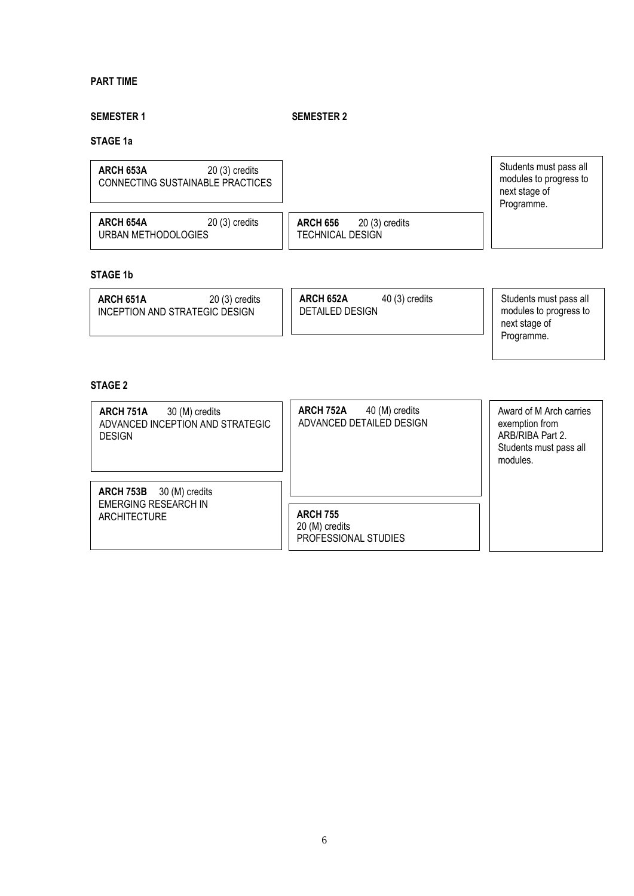**PART TIME**

| | SEMESTER 1 | SEMESTER 2 | |
|---|---|---|---|
| **STAGE 1a** | **ARCH 653A** 20 (3) credits CONNECTING SUSTAINABLE PRACTICES | | Students must pass all modules to progress to next stage of Programme. |
| | **ARCH 654A** 20 (3) credits URBAN METHODOLOGIES | **ARCH 656** 20 (3) credits TECHNICAL DESIGN | |
| **STAGE 1b** | **ARCH 651A** 20 (3) credits INCEPTION AND STRATEGIC DESIGN | **ARCH 652A** 40 (3) credits DETAILED DESIGN | Students must pass all modules to progress to next stage of Programme. |
| **STAGE 2** | **ARCH 751A** 30 (M) credits ADVANCED INCEPTION AND STRATEGIC DESIGN | **ARCH 752A** 40 (M) credits ADVANCED DETAILED DESIGN | Award of M Arch carries exemption from ARB/RIBA Part 2. Students must pass all modules. |
| | **ARCH 753B** 30 (M) credits EMERGING RESEARCH IN ARCHITECTURE | **ARCH 755** 20 (M) credits PROFESSIONAL STUDIES | |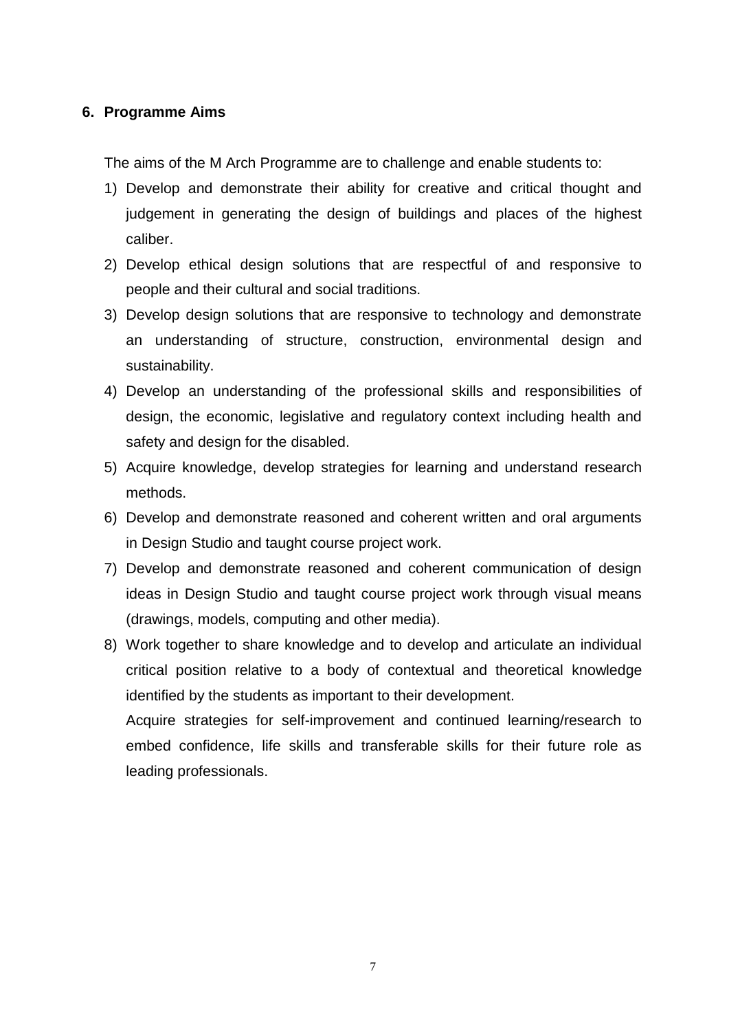## 6. Programme Aims

The aims of the M Arch Programme are to challenge and enable students to:

1) Develop and demonstrate their ability for creative and critical thought and judgement in generating the design of buildings and places of the highest caliber.
2) Develop ethical design solutions that are respectful of and responsive to people and their cultural and social traditions.
3) Develop design solutions that are responsive to technology and demonstrate an understanding of structure, construction, environmental design and sustainability.
4) Develop an understanding of the professional skills and responsibilities of design, the economic, legislative and regulatory context including health and safety and design for the disabled.
5) Acquire knowledge, develop strategies for learning and understand research methods.
6) Develop and demonstrate reasoned and coherent written and oral arguments in Design Studio and taught course project work.
7) Develop and demonstrate reasoned and coherent communication of design ideas in Design Studio and taught course project work through visual means (drawings, models, computing and other media).
8) Work together to share knowledge and to develop and articulate an individual critical position relative to a body of contextual and theoretical knowledge identified by the students as important to their development.

   Acquire strategies for self-improvement and continued learning/research to embed confidence, life skills and transferable skills for their future role as leading professionals.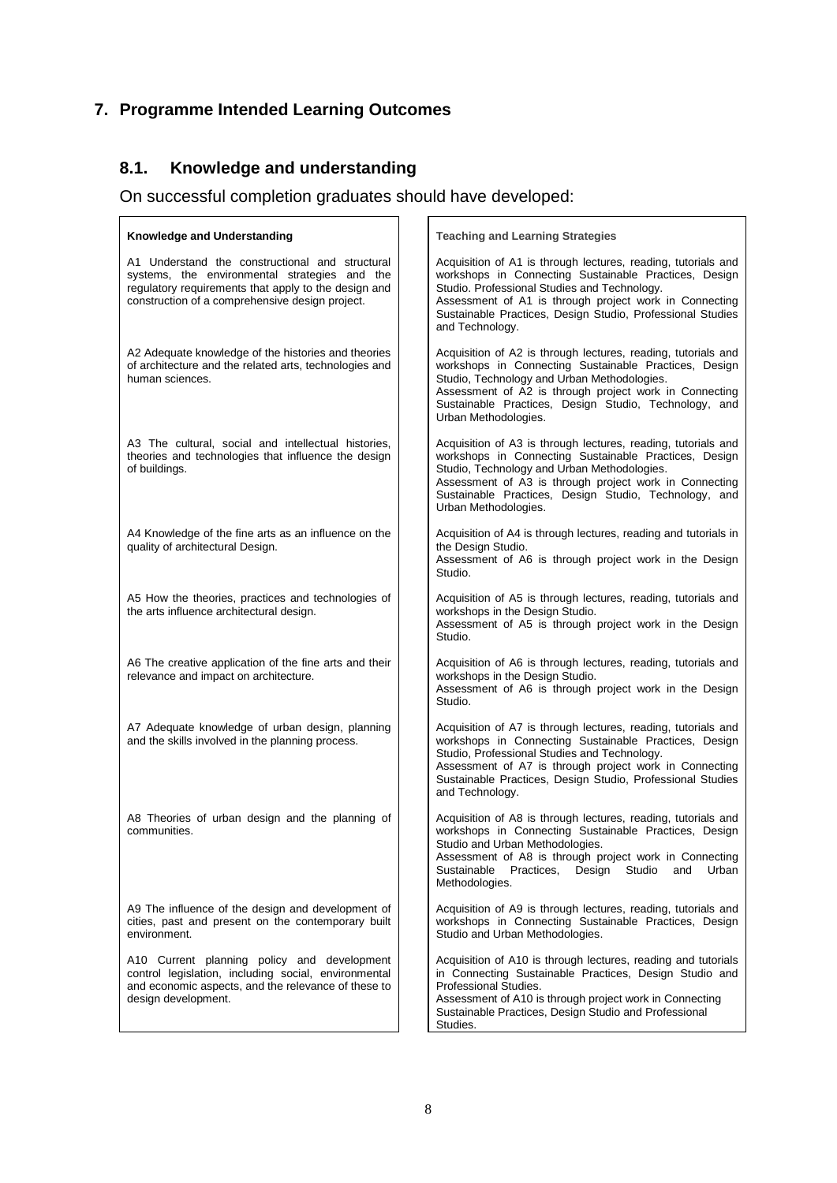## 7. Programme Intended Learning Outcomes

### 8.1. Knowledge and understanding

On successful completion graduates should have developed:

| Knowledge and Understanding | Teaching and Learning Strategies |
| --- | --- |
| A1 Understand the constructional and structural systems, the environmental strategies and the regulatory requirements that apply to the design and construction of a comprehensive design project. | Acquisition of A1 is through lectures, reading, tutorials and workshops in Connecting Sustainable Practices, Design Studio. Professional Studies and Technology. Assessment of A1 is through project work in Connecting Sustainable Practices, Design Studio, Professional Studies and Technology. |
| A2 Adequate knowledge of the histories and theories of architecture and the related arts, technologies and human sciences. | Acquisition of A2 is through lectures, reading, tutorials and workshops in Connecting Sustainable Practices, Design Studio, Technology and Urban Methodologies. Assessment of A2 is through project work in Connecting Sustainable Practices, Design Studio, Technology, and Urban Methodologies. |
| A3 The cultural, social and intellectual histories, theories and technologies that influence the design of buildings. | Acquisition of A3 is through lectures, reading, tutorials and workshops in Connecting Sustainable Practices, Design Studio, Technology and Urban Methodologies. Assessment of A3 is through project work in Connecting Sustainable Practices, Design Studio, Technology, and Urban Methodologies. |
| A4 Knowledge of the fine arts as an influence on the quality of architectural Design. | Acquisition of A4 is through lectures, reading and tutorials in the Design Studio. Assessment of A6 is through project work in the Design Studio. |
| A5 How the theories, practices and technologies of the arts influence architectural design. | Acquisition of A5 is through lectures, reading, tutorials and workshops in the Design Studio. Assessment of A5 is through project work in the Design Studio. |
| A6 The creative application of the fine arts and their relevance and impact on architecture. | Acquisition of A6 is through lectures, reading, tutorials and workshops in the Design Studio. Assessment of A6 is through project work in the Design Studio. |
| A7 Adequate knowledge of urban design, planning and the skills involved in the planning process. | Acquisition of A7 is through lectures, reading, tutorials and workshops in Connecting Sustainable Practices, Design Studio, Professional Studies and Technology. Assessment of A7 is through project work in Connecting Sustainable Practices, Design Studio, Professional Studies and Technology. |
| A8 Theories of urban design and the planning of communities. | Acquisition of A8 is through lectures, reading, tutorials and workshops in Connecting Sustainable Practices, Design Studio and Urban Methodologies. Assessment of A8 is through project work in Connecting Sustainable Practices, Design Studio and Urban Methodologies. |
| A9 The influence of the design and development of cities, past and present on the contemporary built environment. | Acquisition of A9 is through lectures, reading, tutorials and workshops in Connecting Sustainable Practices, Design Studio and Urban Methodologies. |
| A10 Current planning policy and development control legislation, including social, environmental and economic aspects, and the relevance of these to design development. | Acquisition of A10 is through lectures, reading and tutorials in Connecting Sustainable Practices, Design Studio and Professional Studies. Assessment of A10 is through project work in Connecting Sustainable Practices, Design Studio and Professional Studies. |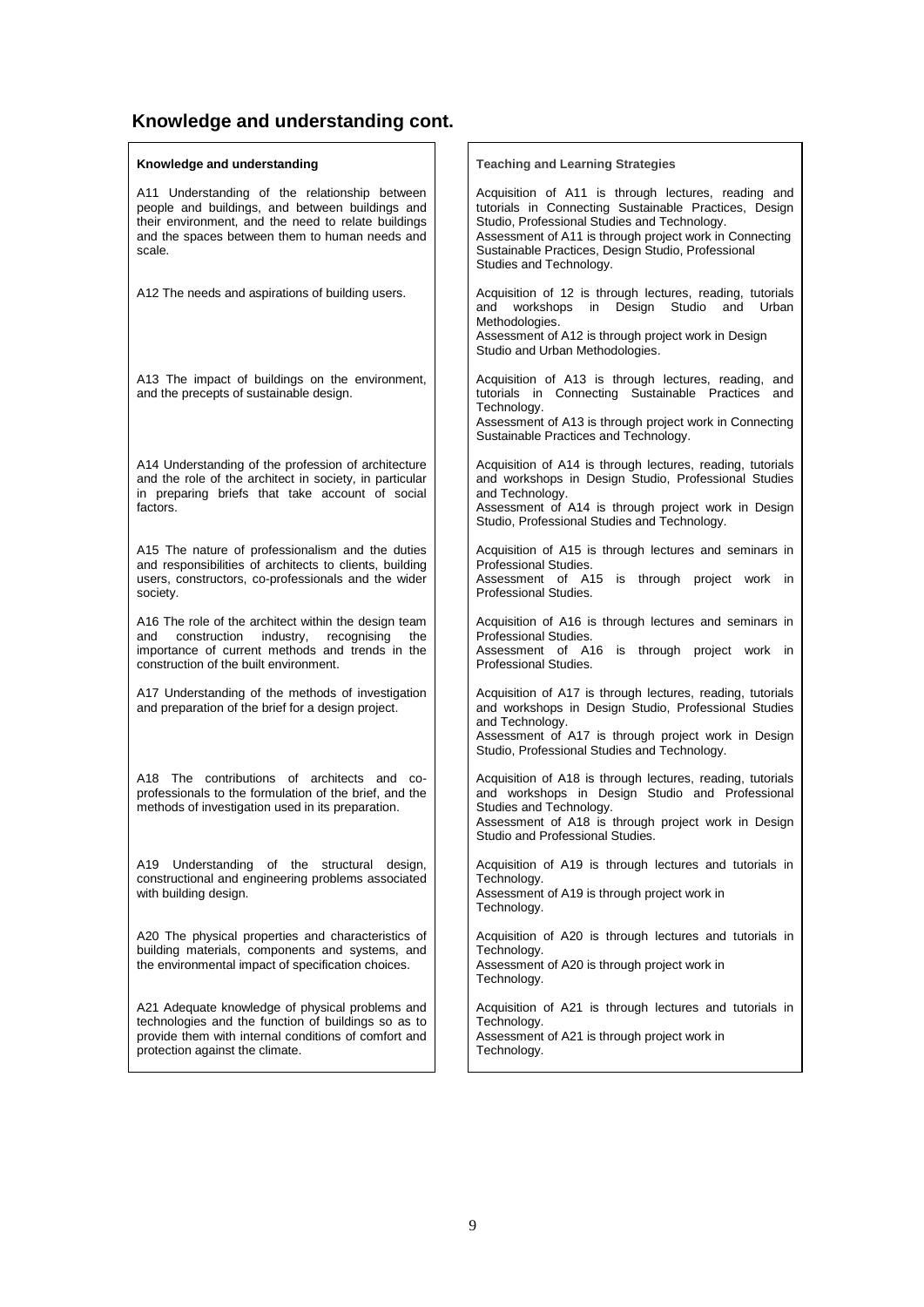## Knowledge and understanding cont.

| Knowledge and understanding | Teaching and Learning Strategies |
|---|---|
| A11 Understanding of the relationship between people and buildings, and between buildings and their environment, and the need to relate buildings and the spaces between them to human needs and scale. | Acquisition of A11 is through lectures, reading and tutorials in Connecting Sustainable Practices, Design Studio, Professional Studies and Technology. Assessment of A11 is through project work in Connecting Sustainable Practices, Design Studio, Professional Studies and Technology. |
| A12 The needs and aspirations of building users. | Acquisition of 12 is through lectures, reading, tutorials and workshops in Design Studio and Urban Methodologies. Assessment of A12 is through project work in Design Studio and Urban Methodologies. |
| A13 The impact of buildings on the environment, and the precepts of sustainable design. | Acquisition of A13 is through lectures, reading, and tutorials in Connecting Sustainable Practices and Technology. Assessment of A13 is through project work in Connecting Sustainable Practices and Technology. |
| A14 Understanding of the profession of architecture and the role of the architect in society, in particular in preparing briefs that take account of social factors. | Acquisition of A14 is through lectures, reading, tutorials and workshops in Design Studio, Professional Studies and Technology. Assessment of A14 is through project work in Design Studio, Professional Studies and Technology. |
| A15 The nature of professionalism and the duties and responsibilities of architects to clients, building users, constructors, co-professionals and the wider society. | Acquisition of A15 is through lectures and seminars in Professional Studies. Assessment of A15 is through project work in Professional Studies. |
| A16 The role of the architect within the design team and construction industry, recognising the importance of current methods and trends in the construction of the built environment. | Acquisition of A16 is through lectures and seminars in Professional Studies. Assessment of A16 is through project work in Professional Studies. |
| A17 Understanding of the methods of investigation and preparation of the brief for a design project. | Acquisition of A17 is through lectures, reading, tutorials and workshops in Design Studio, Professional Studies and Technology. Assessment of A17 is through project work in Design Studio, Professional Studies and Technology. |
| A18 The contributions of architects and co-professionals to the formulation of the brief, and the methods of investigation used in its preparation. | Acquisition of A18 is through lectures, reading, tutorials and workshops in Design Studio and Professional Studies and Technology. Assessment of A18 is through project work in Design Studio and Professional Studies. |
| A19 Understanding of the structural design, constructional and engineering problems associated with building design. | Acquisition of A19 is through lectures and tutorials in Technology. Assessment of A19 is through project work in Technology. |
| A20 The physical properties and characteristics of building materials, components and systems, and the environmental impact of specification choices. | Acquisition of A20 is through lectures and tutorials in Technology. Assessment of A20 is through project work in Technology. |
| A21 Adequate knowledge of physical problems and technologies and the function of buildings so as to provide them with internal conditions of comfort and protection against the climate. | Acquisition of A21 is through lectures and tutorials in Technology. Assessment of A21 is through project work in Technology. |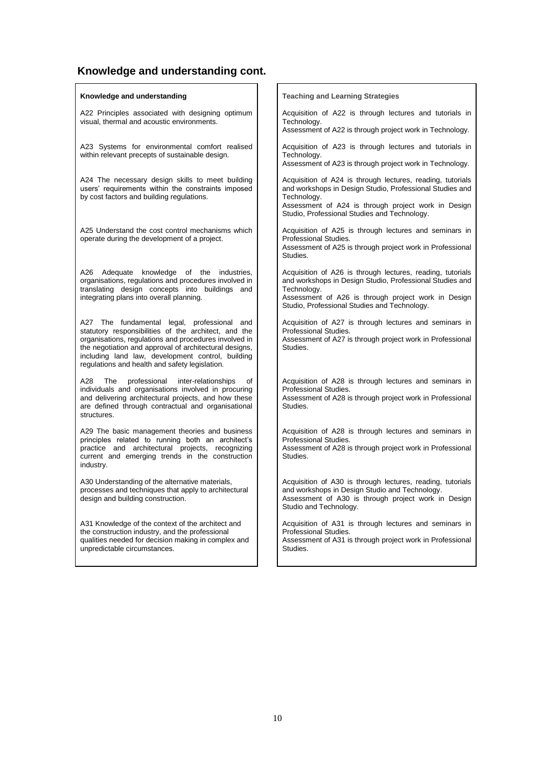## Knowledge and understanding cont.

| Knowledge and understanding | Teaching and Learning Strategies |
|---|---|
| A22 Principles associated with designing optimum visual, thermal and acoustic environments. | Acquisition of A22 is through lectures and tutorials in Technology. Assessment of A22 is through project work in Technology. |
| A23 Systems for environmental comfort realised within relevant precepts of sustainable design. | Acquisition of A23 is through lectures and tutorials in Technology. Assessment of A23 is through project work in Technology. |
| A24 The necessary design skills to meet building users' requirements within the constraints imposed by cost factors and building regulations. | Acquisition of A24 is through lectures, reading, tutorials and workshops in Design Studio, Professional Studies and Technology. Assessment of A24 is through project work in Design Studio, Professional Studies and Technology. |
| A25 Understand the cost control mechanisms which operate during the development of a project. | Acquisition of A25 is through lectures and seminars in Professional Studies. Assessment of A25 is through project work in Professional Studies. |
| A26 Adequate knowledge of the industries, organisations, regulations and procedures involved in translating design concepts into buildings and integrating plans into overall planning. | Acquisition of A26 is through lectures, reading, tutorials and workshops in Design Studio, Professional Studies and Technology. Assessment of A26 is through project work in Design Studio, Professional Studies and Technology. |
| A27 The fundamental legal, professional and statutory responsibilities of the architect, and the organisations, regulations and procedures involved in the negotiation and approval of architectural designs, including land law, development control, building regulations and health and safety legislation. | Acquisition of A27 is through lectures and seminars in Professional Studies. Assessment of A27 is through project work in Professional Studies. |
| A28 The professional inter-relationships of individuals and organisations involved in procuring and delivering architectural projects, and how these are defined through contractual and organisational structures. | Acquisition of A28 is through lectures and seminars in Professional Studies. Assessment of A28 is through project work in Professional Studies. |
| A29 The basic management theories and business principles related to running both an architect's practice and architectural projects, recognizing current and emerging trends in the construction industry. | Acquisition of A28 is through lectures and seminars in Professional Studies. Assessment of A28 is through project work in Professional Studies. |
| A30 Understanding of the alternative materials, processes and techniques that apply to architectural design and building construction. | Acquisition of A30 is through lectures, reading, tutorials and workshops in Design Studio and Technology. Assessment of A30 is through project work in Design Studio and Technology. |
| A31 Knowledge of the context of the architect and the construction industry, and the professional qualities needed for decision making in complex and unpredictable circumstances. | Acquisition of A31 is through lectures and seminars in Professional Studies. Assessment of A31 is through project work in Professional Studies. |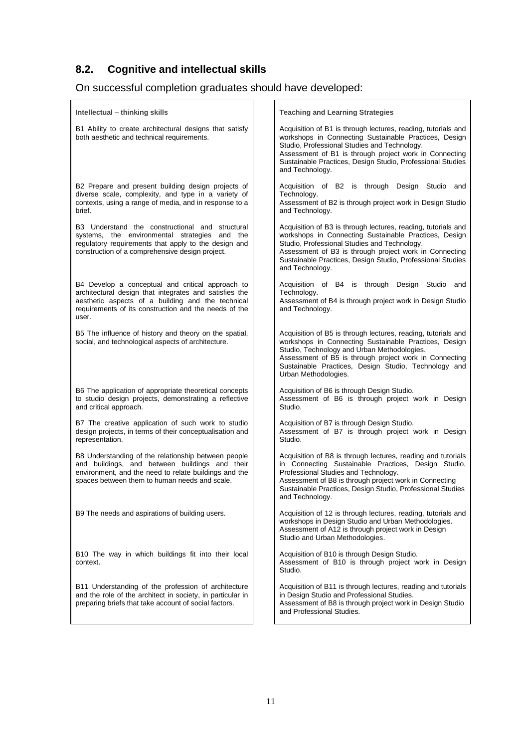## 8.2. Cognitive and intellectual skills

On successful completion graduates should have developed:

| Intellectual – thinking skills | Teaching and Learning Strategies |
|---|---|
| B1 Ability to create architectural designs that satisfy both aesthetic and technical requirements. | Acquisition of B1 is through lectures, reading, tutorials and workshops in Connecting Sustainable Practices, Design Studio, Professional Studies and Technology. Assessment of B1 is through project work in Connecting Sustainable Practices, Design Studio, Professional Studies and Technology. |
| B2 Prepare and present building design projects of diverse scale, complexity, and type in a variety of contexts, using a range of media, and in response to a brief. | Acquisition of B2 is through Design Studio and Technology. Assessment of B2 is through project work in Design Studio and Technology. |
| B3 Understand the constructional and structural systems, the environmental strategies and the regulatory requirements that apply to the design and construction of a comprehensive design project. | Acquisition of B3 is through lectures, reading, tutorials and workshops in Connecting Sustainable Practices, Design Studio, Professional Studies and Technology. Assessment of B3 is through project work in Connecting Sustainable Practices, Design Studio, Professional Studies and Technology. |
| B4 Develop a conceptual and critical approach to architectural design that integrates and satisfies the aesthetic aspects of a building and the technical requirements of its construction and the needs of the user. | Acquisition of B4 is through Design Studio and Technology. Assessment of B4 is through project work in Design Studio and Technology. |
| B5 The influence of history and theory on the spatial, social, and technological aspects of architecture. | Acquisition of B5 is through lectures, reading, tutorials and workshops in Connecting Sustainable Practices, Design Studio, Technology and Urban Methodologies. Assessment of B5 is through project work in Connecting Sustainable Practices, Design Studio, Technology and Urban Methodologies. |
| B6 The application of appropriate theoretical concepts to studio design projects, demonstrating a reflective and critical approach. | Acquisition of B6 is through Design Studio. Assessment of B6 is through project work in Design Studio. |
| B7 The creative application of such work to studio design projects, in terms of their conceptualisation and representation. | Acquisition of B7 is through Design Studio. Assessment of B7 is through project work in Design Studio. |
| B8 Understanding of the relationship between people and buildings, and between buildings and their environment, and the need to relate buildings and the spaces between them to human needs and scale. | Acquisition of B8 is through lectures, reading and tutorials in Connecting Sustainable Practices, Design Studio, Professional Studies and Technology. Assessment of B8 is through project work in Connecting Sustainable Practices, Design Studio, Professional Studies and Technology. |
| B9 The needs and aspirations of building users. | Acquisition of 12 is through lectures, reading, tutorials and workshops in Design Studio and Urban Methodologies. Assessment of A12 is through project work in Design Studio and Urban Methodologies. |
| B10 The way in which buildings fit into their local context. | Acquisition of B10 is through Design Studio. Assessment of B10 is through project work in Design Studio. |
| B11 Understanding of the profession of architecture and the role of the architect in society, in particular in preparing briefs that take account of social factors. | Acquisition of B11 is through lectures, reading and tutorials in Design Studio and Professional Studies. Assessment of B8 is through project work in Design Studio and Professional Studies. |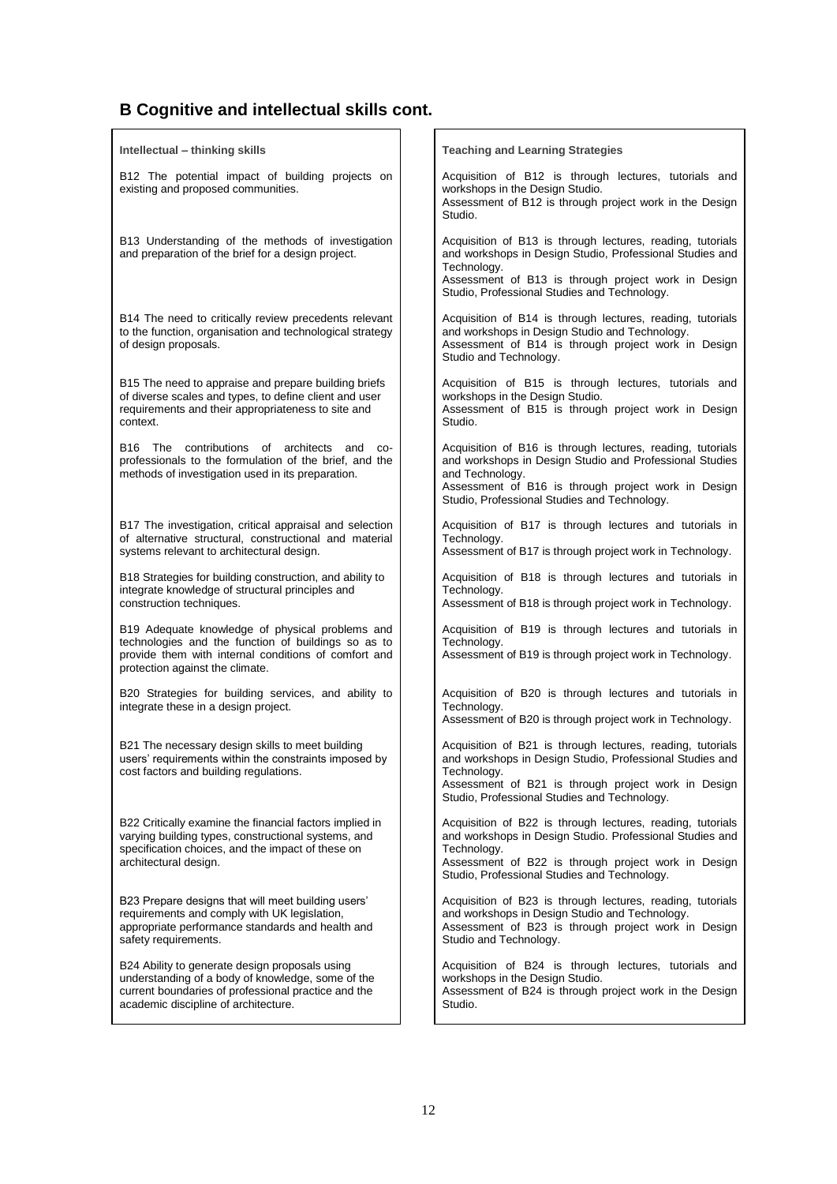## B Cognitive and intellectual skills cont.

| Intellectual – thinking skills | Teaching and Learning Strategies |
|---|---|
| B12 The potential impact of building projects on existing and proposed communities. | Acquisition of B12 is through lectures, tutorials and workshops in the Design Studio.<br>Assessment of B12 is through project work in the Design Studio. |
| B13 Understanding of the methods of investigation and preparation of the brief for a design project. | Acquisition of B13 is through lectures, reading, tutorials and workshops in Design Studio, Professional Studies and Technology.<br>Assessment of B13 is through project work in Design Studio, Professional Studies and Technology. |
| B14 The need to critically review precedents relevant to the function, organisation and technological strategy of design proposals. | Acquisition of B14 is through lectures, reading, tutorials and workshops in Design Studio and Technology.<br>Assessment of B14 is through project work in Design Studio and Technology. |
| B15 The need to appraise and prepare building briefs of diverse scales and types, to define client and user requirements and their appropriateness to site and context. | Acquisition of B15 is through lectures, tutorials and workshops in the Design Studio.<br>Assessment of B15 is through project work in Design Studio. |
| B16 The contributions of architects and co-professionals to the formulation of the brief, and the methods of investigation used in its preparation. | Acquisition of B16 is through lectures, reading, tutorials and workshops in Design Studio and Professional Studies and Technology.<br>Assessment of B16 is through project work in Design Studio, Professional Studies and Technology. |
| B17 The investigation, critical appraisal and selection of alternative structural, constructional and material systems relevant to architectural design. | Acquisition of B17 is through lectures and tutorials in Technology.<br>Assessment of B17 is through project work in Technology. |
| B18 Strategies for building construction, and ability to integrate knowledge of structural principles and construction techniques. | Acquisition of B18 is through lectures and tutorials in Technology.<br>Assessment of B18 is through project work in Technology. |
| B19 Adequate knowledge of physical problems and technologies and the function of buildings so as to provide them with internal conditions of comfort and protection against the climate. | Acquisition of B19 is through lectures and tutorials in Technology.<br>Assessment of B19 is through project work in Technology. |
| B20 Strategies for building services, and ability to integrate these in a design project. | Acquisition of B20 is through lectures and tutorials in Technology.<br>Assessment of B20 is through project work in Technology. |
| B21 The necessary design skills to meet building users' requirements within the constraints imposed by cost factors and building regulations. | Acquisition of B21 is through lectures, reading, tutorials and workshops in Design Studio, Professional Studies and Technology.<br>Assessment of B21 is through project work in Design Studio, Professional Studies and Technology. |
| B22 Critically examine the financial factors implied in varying building types, constructional systems, and specification choices, and the impact of these on architectural design. | Acquisition of B22 is through lectures, reading, tutorials and workshops in Design Studio. Professional Studies and Technology.<br>Assessment of B22 is through project work in Design Studio, Professional Studies and Technology. |
| B23 Prepare designs that will meet building users' requirements and comply with UK legislation, appropriate performance standards and health and safety requirements. | Acquisition of B23 is through lectures, reading, tutorials and workshops in Design Studio and Technology.<br>Assessment of B23 is through project work in Design Studio and Technology. |
| B24 Ability to generate design proposals using understanding of a body of knowledge, some of the current boundaries of professional practice and the academic discipline of architecture. | Acquisition of B24 is through lectures, tutorials and workshops in the Design Studio.<br>Assessment of B24 is through project work in the Design Studio. |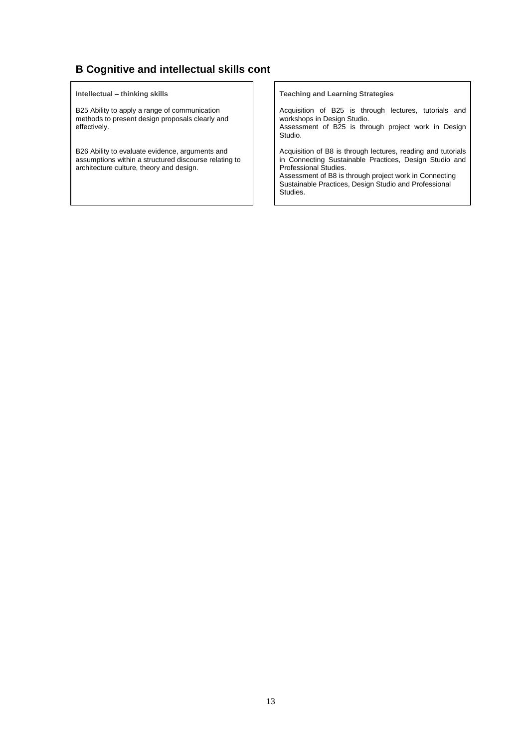## B Cognitive and intellectual skills cont

| Intellectual – thinking skills | Teaching and Learning Strategies |
| --- | --- |
| B25 Ability to apply a range of communication methods to present design proposals clearly and effectively. | Acquisition of B25 is through lectures, tutorials and workshops in Design Studio.<br>Assessment of B25 is through project work in Design Studio. |
| B26 Ability to evaluate evidence, arguments and assumptions within a structured discourse relating to architecture culture, theory and design. | Acquisition of B8 is through lectures, reading and tutorials in Connecting Sustainable Practices, Design Studio and Professional Studies.<br>Assessment of B8 is through project work in Connecting Sustainable Practices, Design Studio and Professional Studies. |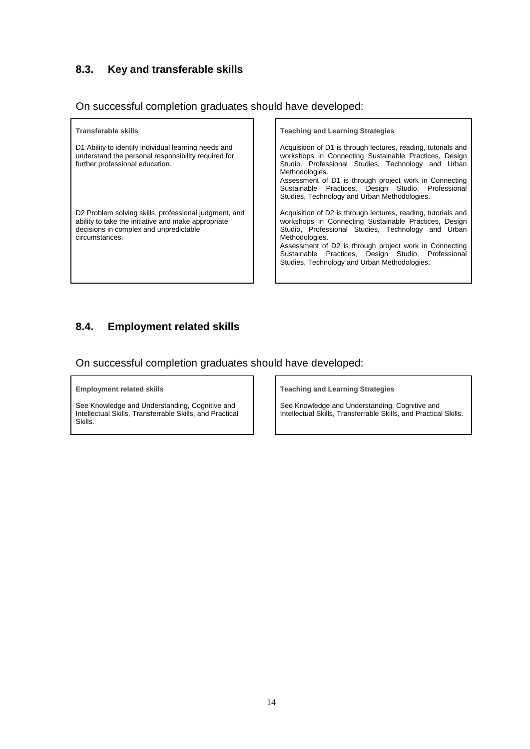## 8.3. Key and transferable skills

On successful completion graduates should have developed:

| Transferable skills | Teaching and Learning Strategies |
| --- | --- |
| D1 Ability to identify individual learning needs and understand the personal responsibility required for further professional education. | Acquisition of D1 is through lectures, reading, tutorials and workshops in Connecting Sustainable Practices, Design Studio. Professional Studies, Technology and Urban Methodologies.<br>Assessment of D1 is through project work in Connecting Sustainable Practices, Design Studio, Professional Studies, Technology and Urban Methodologies. |
| D2 Problem solving skills, professional judgment, and ability to take the initiative and make appropriate decisions in complex and unpredictable circumstances. | Acquisition of D2 is through lectures, reading, tutorials and workshops in Connecting Sustainable Practices, Design Studio, Professional Studies, Technology and Urban Methodologies.<br>Assessment of D2 is through project work in Connecting Sustainable Practices, Design Studio, Professional Studies, Technology and Urban Methodologies. |

## 8.4. Employment related skills

On successful completion graduates should have developed:

| Employment related skills | Teaching and Learning Strategies |
| --- | --- |
| See Knowledge and Understanding, Cognitive and Intellectual Skills, Transferrable Skills, and Practical Skills. | See Knowledge and Understanding, Cognitive and Intellectual Skills, Transferrable Skills, and Practical Skills. |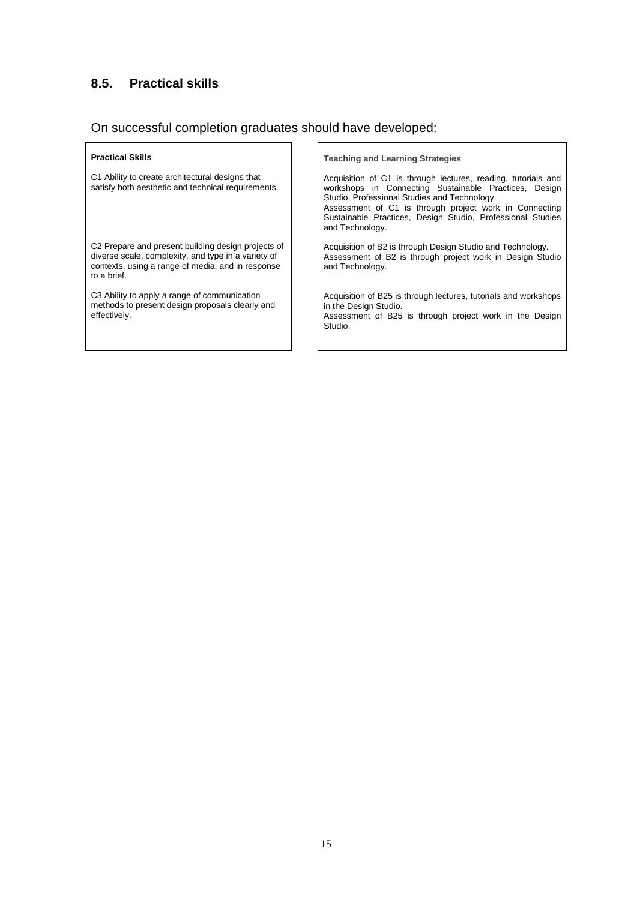## 8.5. Practical skills

On successful completion graduates should have developed:

| Practical Skills | Teaching and Learning Strategies |
|---|---|
| C1 Ability to create architectural designs that satisfy both aesthetic and technical requirements. | Acquisition of C1 is through lectures, reading, tutorials and workshops in Connecting Sustainable Practices, Design Studio, Professional Studies and Technology.<br>Assessment of C1 is through project work in Connecting Sustainable Practices, Design Studio, Professional Studies and Technology. |
| C2 Prepare and present building design projects of diverse scale, complexity, and type in a variety of contexts, using a range of media, and in response to a brief. | Acquisition of B2 is through Design Studio and Technology.<br>Assessment of B2 is through project work in Design Studio and Technology. |
| C3 Ability to apply a range of communication methods to present design proposals clearly and effectively. | Acquisition of B25 is through lectures, tutorials and workshops in the Design Studio.<br>Assessment of B25 is through project work in the Design Studio. |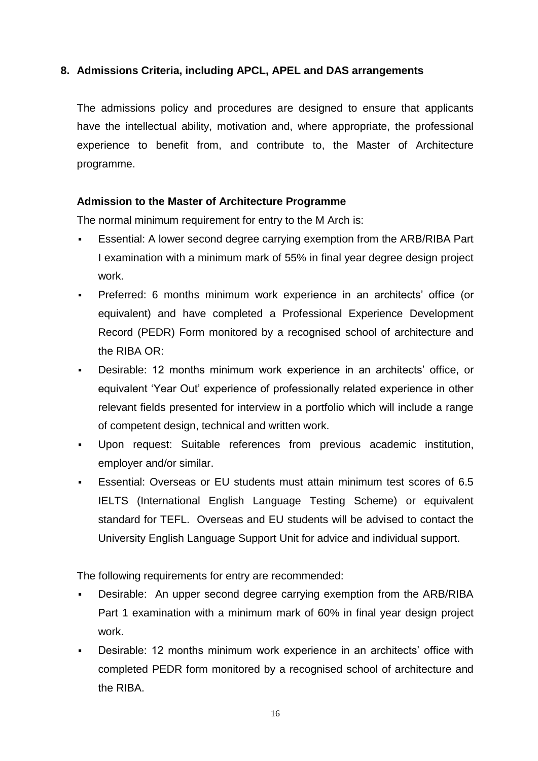## 8. Admissions Criteria, including APCL, APEL and DAS arrangements

The admissions policy and procedures are designed to ensure that applicants have the intellectual ability, motivation and, where appropriate, the professional experience to benefit from, and contribute to, the Master of Architecture programme.

### Admission to the Master of Architecture Programme

The normal minimum requirement for entry to the M Arch is:

- Essential: A lower second degree carrying exemption from the ARB/RIBA Part I examination with a minimum mark of 55% in final year degree design project work.
- Preferred: 6 months minimum work experience in an architects' office (or equivalent) and have completed a Professional Experience Development Record (PEDR) Form monitored by a recognised school of architecture and the RIBA OR:
- Desirable: 12 months minimum work experience in an architects' office, or equivalent 'Year Out' experience of professionally related experience in other relevant fields presented for interview in a portfolio which will include a range of competent design, technical and written work.
- Upon request: Suitable references from previous academic institution, employer and/or similar.
- Essential: Overseas or EU students must attain minimum test scores of 6.5 IELTS (International English Language Testing Scheme) or equivalent standard for TEFL. Overseas and EU students will be advised to contact the University English Language Support Unit for advice and individual support.

The following requirements for entry are recommended:

- Desirable: An upper second degree carrying exemption from the ARB/RIBA Part 1 examination with a minimum mark of 60% in final year design project work.
- Desirable: 12 months minimum work experience in an architects' office with completed PEDR form monitored by a recognised school of architecture and the RIBA.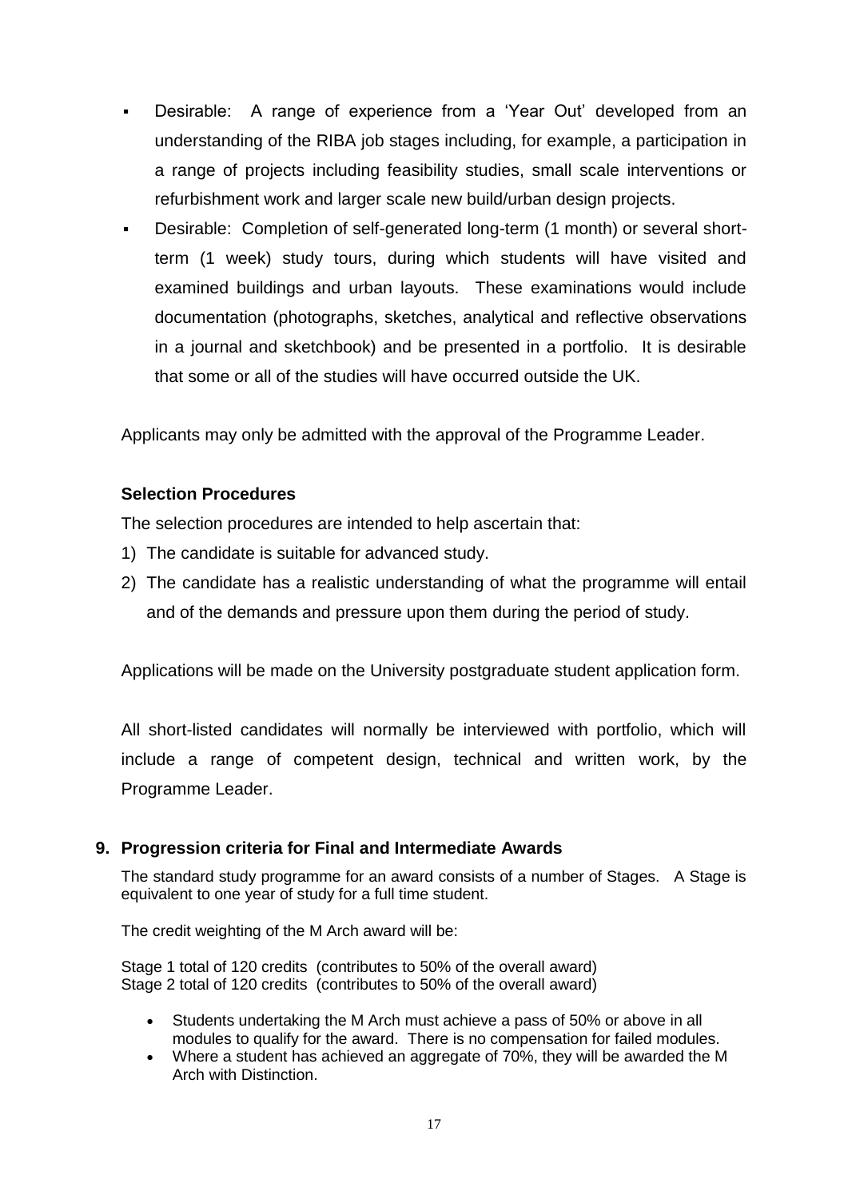- Desirable: A range of experience from a 'Year Out' developed from an understanding of the RIBA job stages including, for example, a participation in a range of projects including feasibility studies, small scale interventions or refurbishment work and larger scale new build/urban design projects.
- Desirable: Completion of self-generated long-term (1 month) or several short-term (1 week) study tours, during which students will have visited and examined buildings and urban layouts. These examinations would include documentation (photographs, sketches, analytical and reflective observations in a journal and sketchbook) and be presented in a portfolio. It is desirable that some or all of the studies will have occurred outside the UK.

Applicants may only be admitted with the approval of the Programme Leader.

**Selection Procedures**

The selection procedures are intended to help ascertain that:

1) The candidate is suitable for advanced study.
2) The candidate has a realistic understanding of what the programme will entail and of the demands and pressure upon them during the period of study.

Applications will be made on the University postgraduate student application form.

All short-listed candidates will normally be interviewed with portfolio, which will include a range of competent design, technical and written work, by the Programme Leader.

## 9. Progression criteria for Final and Intermediate Awards

The standard study programme for an award consists of a number of Stages. A Stage is equivalent to one year of study for a full time student.

The credit weighting of the M Arch award will be:

Stage 1 total of 120 credits (contributes to 50% of the overall award)
Stage 2 total of 120 credits (contributes to 50% of the overall award)

- Students undertaking the M Arch must achieve a pass of 50% or above in all modules to qualify for the award. There is no compensation for failed modules.
- Where a student has achieved an aggregate of 70%, they will be awarded the M Arch with Distinction.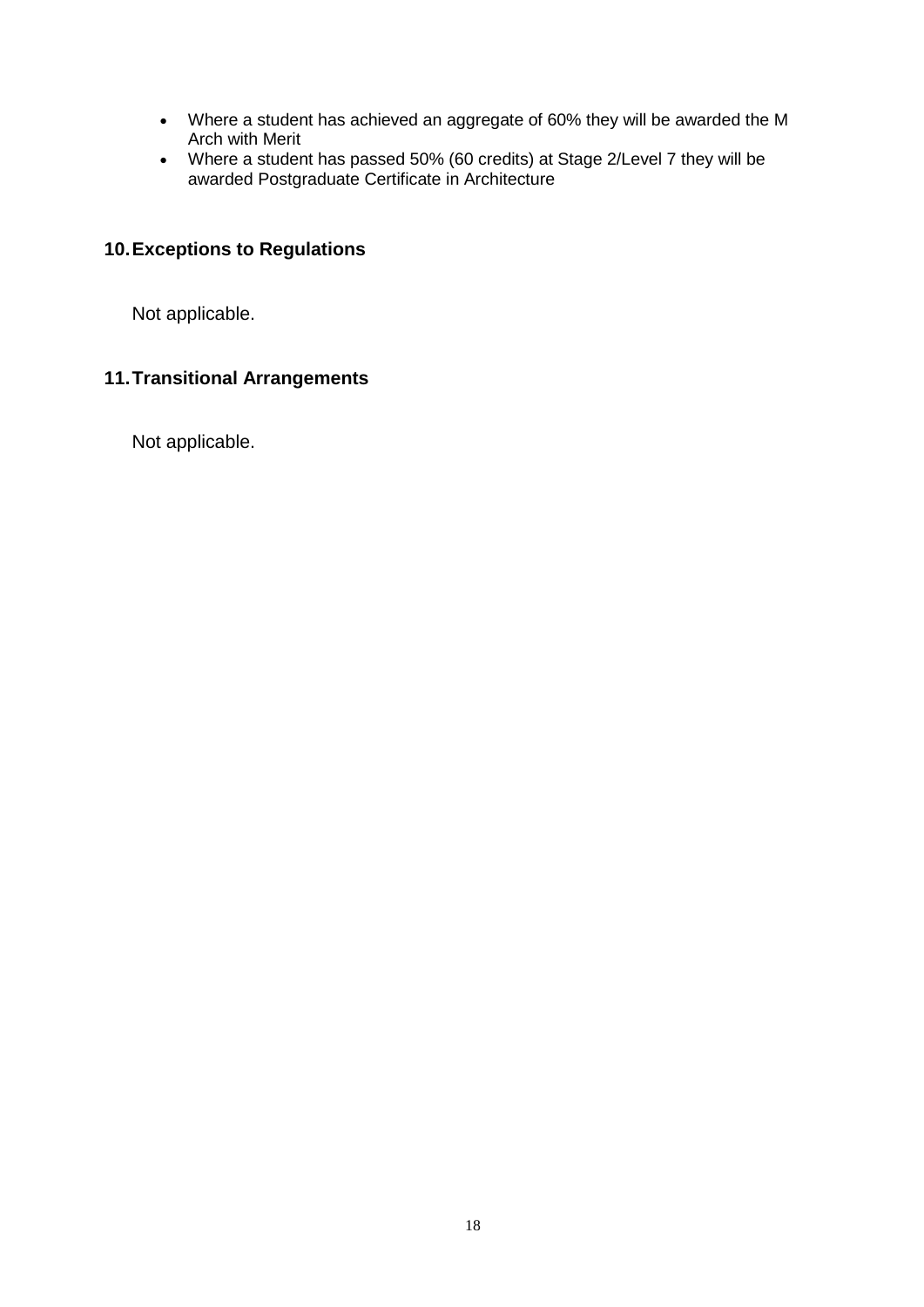- Where a student has achieved an aggregate of 60% they will be awarded the M Arch with Merit
- Where a student has passed 50% (60 credits) at Stage 2/Level 7 they will be awarded Postgraduate Certificate in Architecture

## 10. Exceptions to Regulations

Not applicable.

## 11. Transitional Arrangements

Not applicable.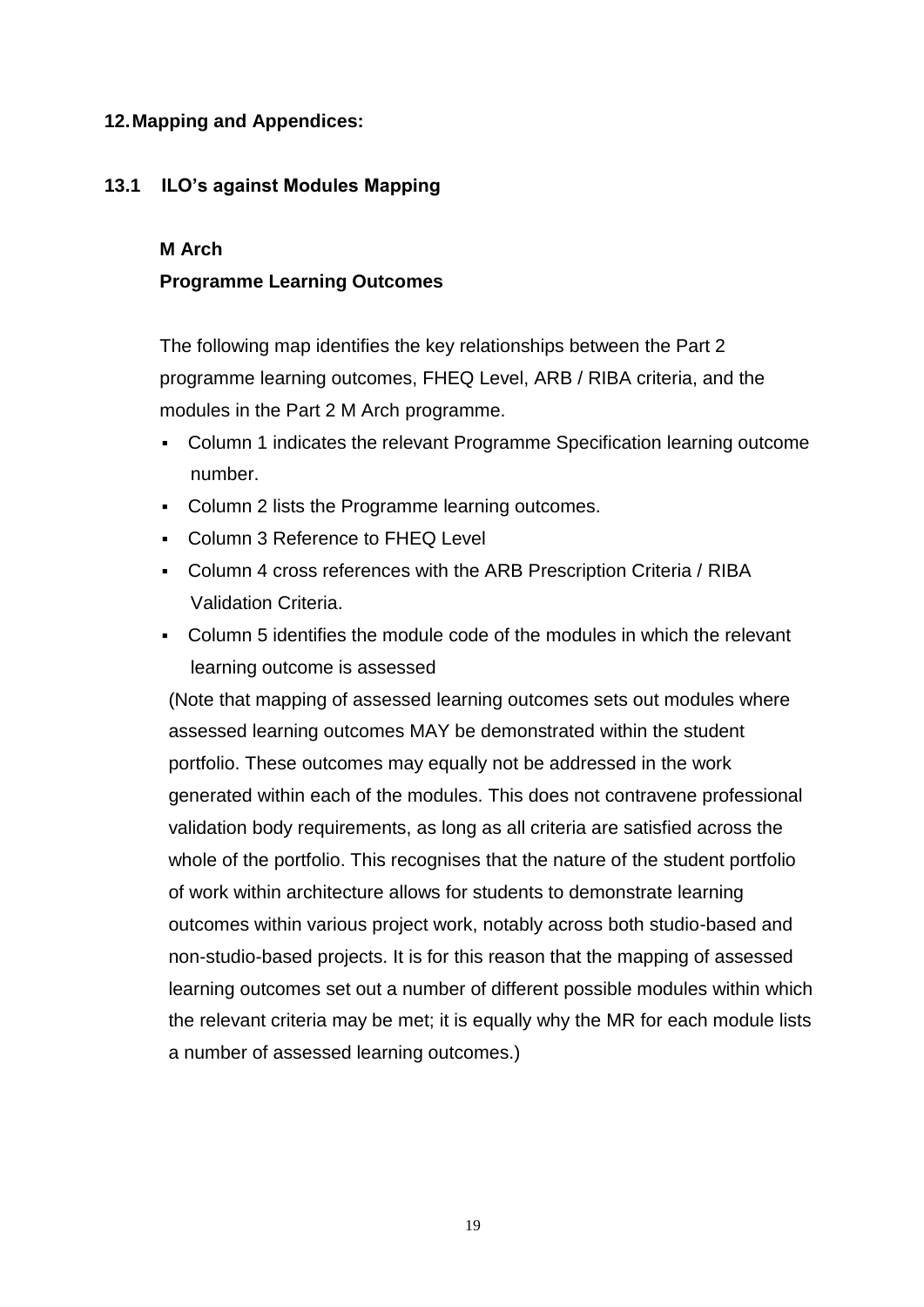## 12. Mapping and Appendices:

### 13.1 ILO's against Modules Mapping

**M Arch**

**Programme Learning Outcomes**

The following map identifies the key relationships between the Part 2 programme learning outcomes, FHEQ Level, ARB / RIBA criteria, and the modules in the Part 2 M Arch programme.

- Column 1 indicates the relevant Programme Specification learning outcome number.
- Column 2 lists the Programme learning outcomes.
- Column 3 Reference to FHEQ Level
- Column 4 cross references with the ARB Prescription Criteria / RIBA Validation Criteria.
- Column 5 identifies the module code of the modules in which the relevant learning outcome is assessed

(Note that mapping of assessed learning outcomes sets out modules where assessed learning outcomes MAY be demonstrated within the student portfolio. These outcomes may equally not be addressed in the work generated within each of the modules. This does not contravene professional validation body requirements, as long as all criteria are satisfied across the whole of the portfolio. This recognises that the nature of the student portfolio of work within architecture allows for students to demonstrate learning outcomes within various project work, notably across both studio-based and non-studio-based projects. It is for this reason that the mapping of assessed learning outcomes set out a number of different possible modules within which the relevant criteria may be met; it is equally why the MR for each module lists a number of assessed learning outcomes.)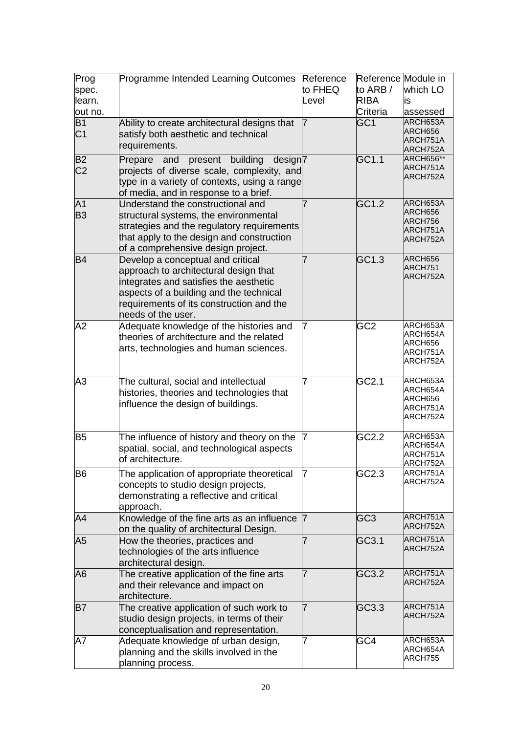| Prog spec. learn. out no. | Programme Intended Learning Outcomes | Reference to FHEQ Level | Reference to ARB / RIBA Criteria | Module in which LO is assessed |
|---|---|---|---|---|
| B1 C1 | Ability to create architectural designs that satisfy both aesthetic and technical requirements. | 7 | GC1 | ARCH653A ARCH656 ARCH751A ARCH752A |
| B2 C2 | Prepare and present building design projects of diverse scale, complexity, and type in a variety of contexts, using a range of media, and in response to a brief. | 7 | GC1.1 | ARCH656** ARCH751A ARCH752A |
| A1 B3 | Understand the constructional and structural systems, the environmental strategies and the regulatory requirements that apply to the design and construction of a comprehensive design project. | 7 | GC1.2 | ARCH653A ARCH656 ARCH756 ARCH751A ARCH752A |
| B4 | Develop a conceptual and critical approach to architectural design that integrates and satisfies the aesthetic aspects of a building and the technical requirements of its construction and the needs of the user. | 7 | GC1.3 | ARCH656 ARCH751 ARCH752A |
| A2 | Adequate knowledge of the histories and theories of architecture and the related arts, technologies and human sciences. | 7 | GC2 | ARCH653A ARCH654A ARCH656 ARCH751A ARCH752A |
| A3 | The cultural, social and intellectual histories, theories and technologies that influence the design of buildings. | 7 | GC2.1 | ARCH653A ARCH654A ARCH656 ARCH751A ARCH752A |
| B5 | The influence of history and theory on the spatial, social, and technological aspects of architecture. | 7 | GC2.2 | ARCH653A ARCH654A ARCH751A ARCH752A |
| B6 | The application of appropriate theoretical concepts to studio design projects, demonstrating a reflective and critical approach. | 7 | GC2.3 | ARCH751A ARCH752A |
| A4 | Knowledge of the fine arts as an influence on the quality of architectural Design. | 7 | GC3 | ARCH751A ARCH752A |
| A5 | How the theories, practices and technologies of the arts influence architectural design. | 7 | GC3.1 | ARCH751A ARCH752A |
| A6 | The creative application of the fine arts and their relevance and impact on architecture. | 7 | GC3.2 | ARCH751A ARCH752A |
| B7 | The creative application of such work to studio design projects, in terms of their conceptualisation and representation. | 7 | GC3.3 | ARCH751A ARCH752A |
| A7 | Adequate knowledge of urban design, planning and the skills involved in the planning process. | 7 | GC4 | ARCH653A ARCH654A ARCH755 |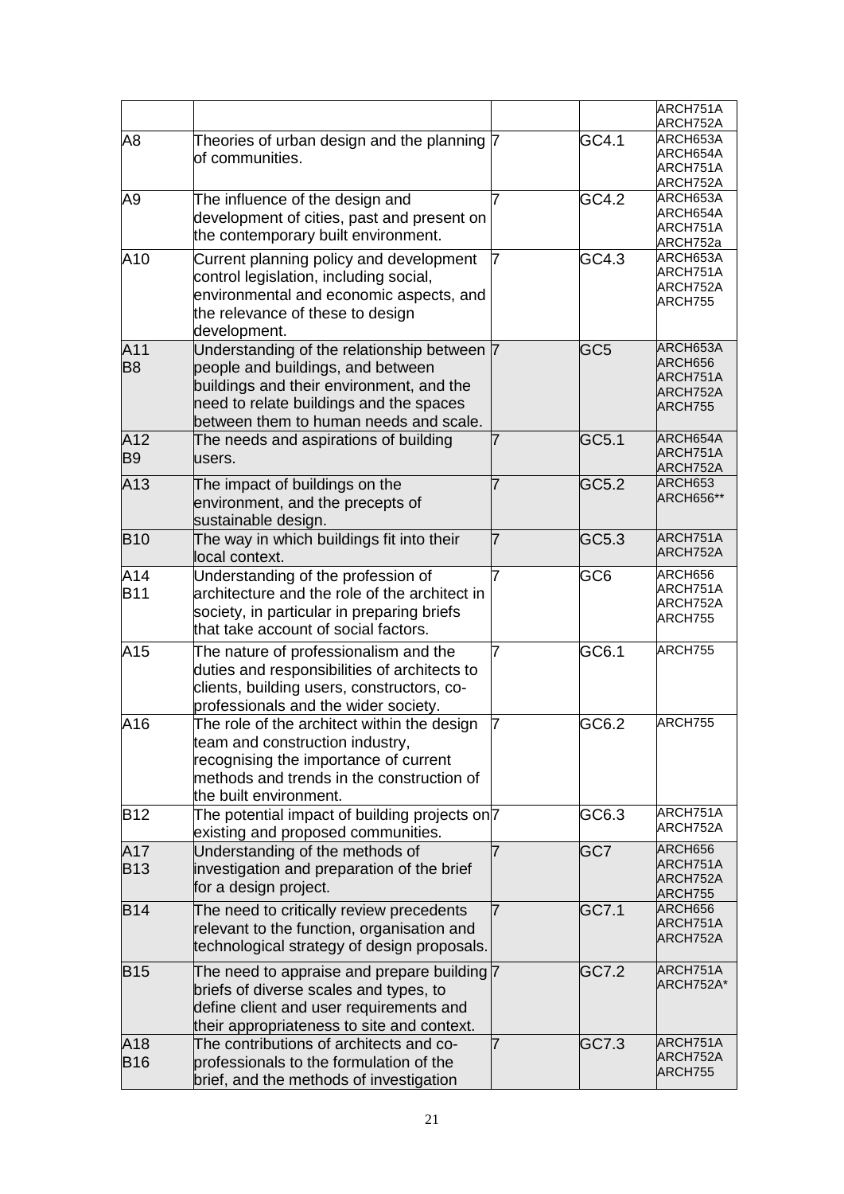| | | | | |
|---|---|---|---|---|
| | | | | ARCH751A ARCH752A |
| A8 | Theories of urban design and the planning of communities. | 7 | GC4.1 | ARCH653A ARCH654A ARCH751A ARCH752A |
| A9 | The influence of the design and development of cities, past and present on the contemporary built environment. | 7 | GC4.2 | ARCH653A ARCH654A ARCH751A ARCH752a |
| A10 | Current planning policy and development control legislation, including social, environmental and economic aspects, and the relevance of these to design development. | 7 | GC4.3 | ARCH653A ARCH751A ARCH752A ARCH755 |
| A11 B8 | Understanding of the relationship between people and buildings, and between buildings and their environment, and the need to relate buildings and the spaces between them to human needs and scale. | 7 | GC5 | ARCH653A ARCH656 ARCH751A ARCH752A ARCH755 |
| A12 B9 | The needs and aspirations of building users. | 7 | GC5.1 | ARCH654A ARCH751A ARCH752A |
| A13 | The impact of buildings on the environment, and the precepts of sustainable design. | 7 | GC5.2 | ARCH653 ARCH656** |
| B10 | The way in which buildings fit into their local context. | 7 | GC5.3 | ARCH751A ARCH752A |
| A14 B11 | Understanding of the profession of architecture and the role of the architect in society, in particular in preparing briefs that take account of social factors. | 7 | GC6 | ARCH656 ARCH751A ARCH752A ARCH755 |
| A15 | The nature of professionalism and the duties and responsibilities of architects to clients, building users, constructors, co-professionals and the wider society. | 7 | GC6.1 | ARCH755 |
| A16 | The role of the architect within the design team and construction industry, recognising the importance of current methods and trends in the construction of the built environment. | 7 | GC6.2 | ARCH755 |
| B12 | The potential impact of building projects on existing and proposed communities. | 7 | GC6.3 | ARCH751A ARCH752A |
| A17 B13 | Understanding of the methods of investigation and preparation of the brief for a design project. | 7 | GC7 | ARCH656 ARCH751A ARCH752A ARCH755 |
| B14 | The need to critically review precedents relevant to the function, organisation and technological strategy of design proposals. | 7 | GC7.1 | ARCH656 ARCH751A ARCH752A |
| B15 | The need to appraise and prepare building briefs of diverse scales and types, to define client and user requirements and their appropriateness to site and context. | 7 | GC7.2 | ARCH751A ARCH752A* |
| A18 B16 | The contributions of architects and co-professionals to the formulation of the brief, and the methods of investigation | 7 | GC7.3 | ARCH751A ARCH752A ARCH755 |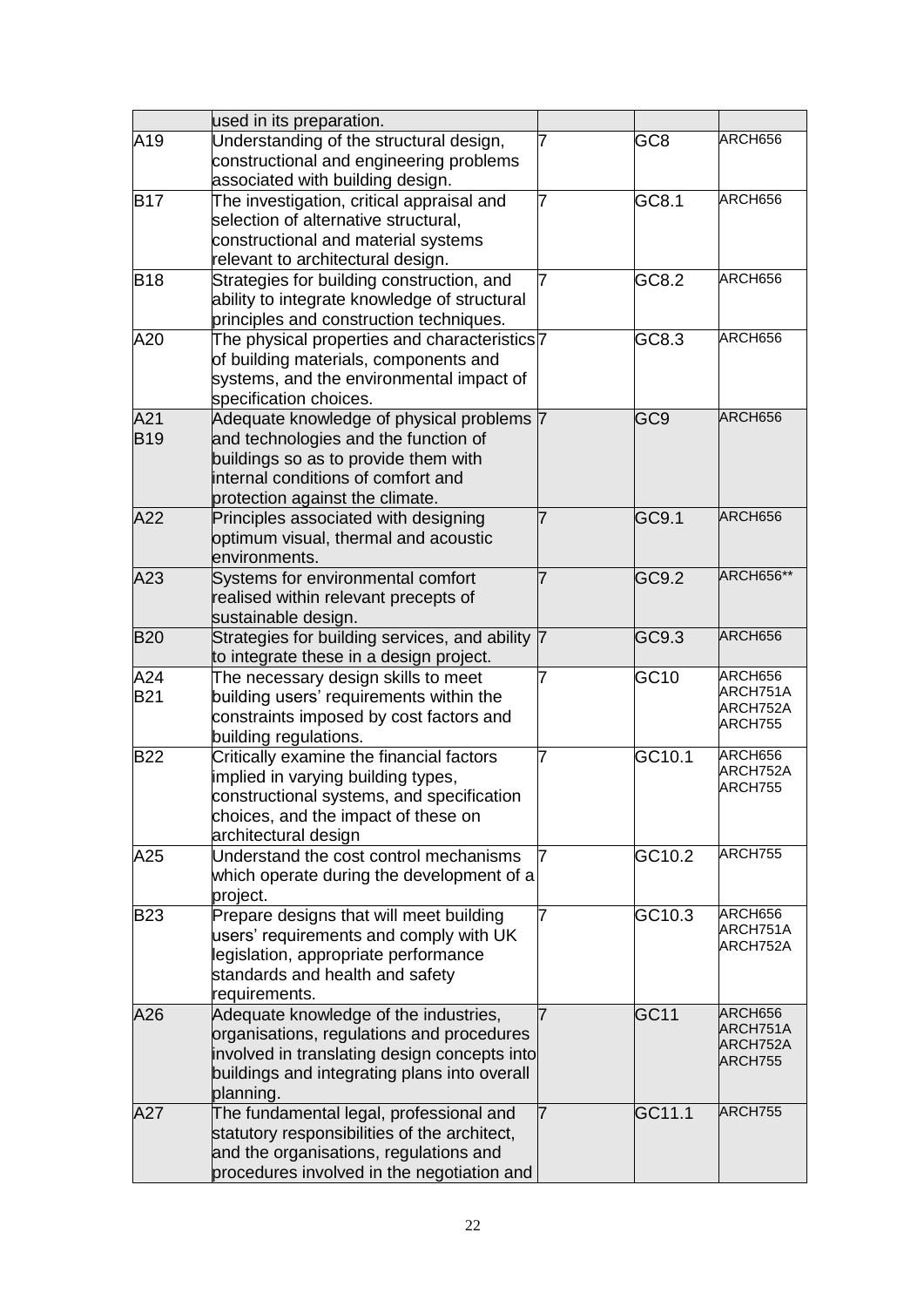| | | | | |
|---|---|---|---|---|
| | used in its preparation. | | | |
| A19 | Understanding of the structural design, constructional and engineering problems associated with building design. | 7 | GC8 | ARCH656 |
| B17 | The investigation, critical appraisal and selection of alternative structural, constructional and material systems relevant to architectural design. | 7 | GC8.1 | ARCH656 |
| B18 | Strategies for building construction, and ability to integrate knowledge of structural principles and construction techniques. | 7 | GC8.2 | ARCH656 |
| A20 | The physical properties and characteristics of building materials, components and systems, and the environmental impact of specification choices. | 7 | GC8.3 | ARCH656 |
| A21 B19 | Adequate knowledge of physical problems and technologies and the function of buildings so as to provide them with internal conditions of comfort and protection against the climate. | 7 | GC9 | ARCH656 |
| A22 | Principles associated with designing optimum visual, thermal and acoustic environments. | 7 | GC9.1 | ARCH656 |
| A23 | Systems for environmental comfort realised within relevant precepts of sustainable design. | 7 | GC9.2 | ARCH656** |
| B20 | Strategies for building services, and ability to integrate these in a design project. | 7 | GC9.3 | ARCH656 |
| A24 B21 | The necessary design skills to meet building users' requirements within the constraints imposed by cost factors and building regulations. | 7 | GC10 | ARCH656 ARCH751A ARCH752A ARCH755 |
| B22 | Critically examine the financial factors implied in varying building types, constructional systems, and specification choices, and the impact of these on architectural design | 7 | GC10.1 | ARCH656 ARCH752A ARCH755 |
| A25 | Understand the cost control mechanisms which operate during the development of a project. | 7 | GC10.2 | ARCH755 |
| B23 | Prepare designs that will meet building users' requirements and comply with UK legislation, appropriate performance standards and health and safety requirements. | 7 | GC10.3 | ARCH656 ARCH751A ARCH752A |
| A26 | Adequate knowledge of the industries, organisations, regulations and procedures involved in translating design concepts into buildings and integrating plans into overall planning. | 7 | GC11 | ARCH656 ARCH751A ARCH752A ARCH755 |
| A27 | The fundamental legal, professional and statutory responsibilities of the architect, and the organisations, regulations and procedures involved in the negotiation and | 7 | GC11.1 | ARCH755 |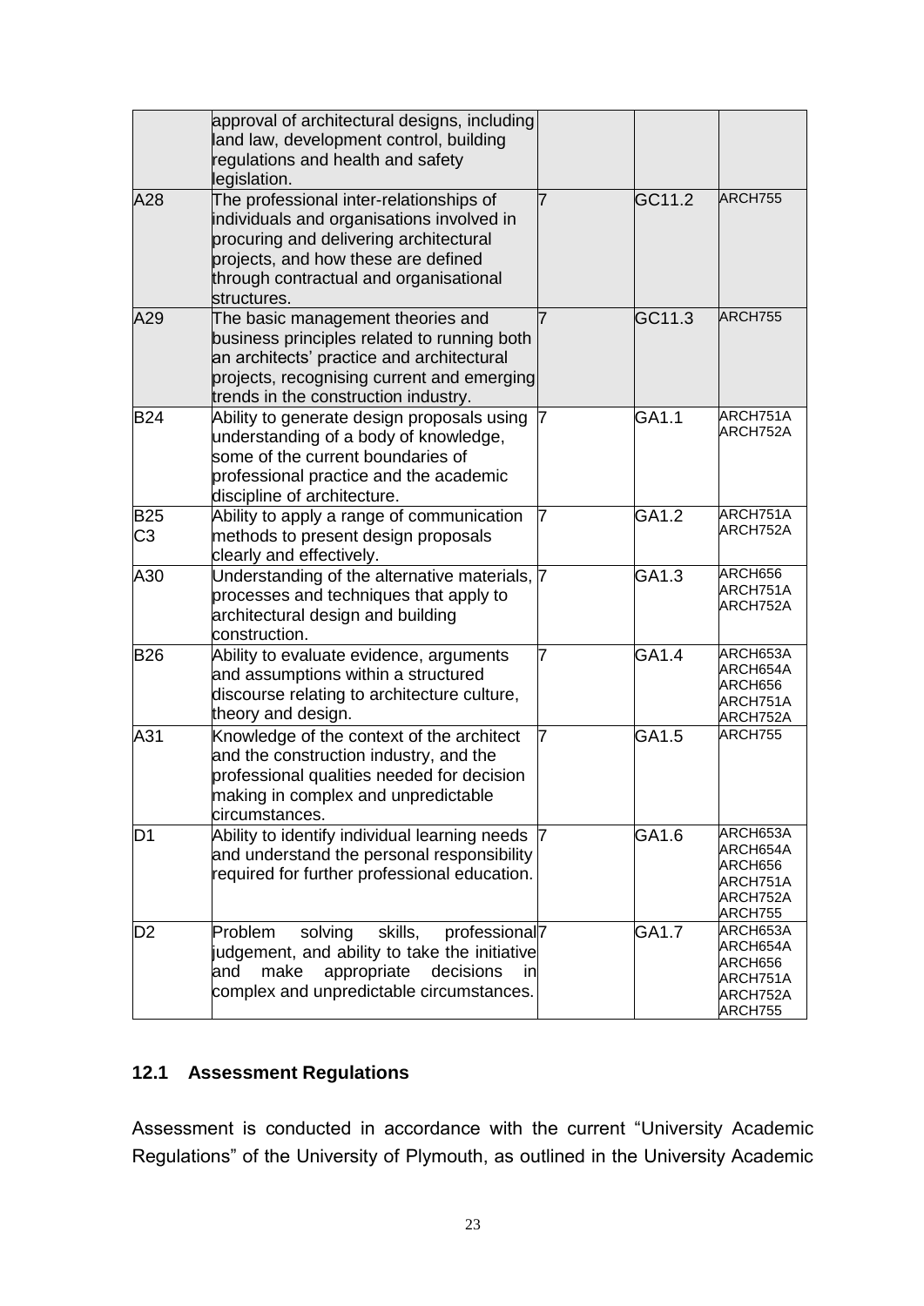|  | approval of architectural designs, including land law, development control, building regulations and health and safety legislation. |  |  |  |
|---|---|---|---|---|
| A28 | The professional inter-relationships of individuals and organisations involved in procuring and delivering architectural projects, and how these are defined through contractual and organisational structures. | 7 | GC11.2 | ARCH755 |
| A29 | The basic management theories and business principles related to running both an architects' practice and architectural projects, recognising current and emerging trends in the construction industry. | 7 | GC11.3 | ARCH755 |
| B24 | Ability to generate design proposals using understanding of a body of knowledge, some of the current boundaries of professional practice and the academic discipline of architecture. | 7 | GA1.1 | ARCH751A ARCH752A |
| B25 C3 | Ability to apply a range of communication methods to present design proposals clearly and effectively. | 7 | GA1.2 | ARCH751A ARCH752A |
| A30 | Understanding of the alternative materials, processes and techniques that apply to architectural design and building construction. | 7 | GA1.3 | ARCH656 ARCH751A ARCH752A |
| B26 | Ability to evaluate evidence, arguments and assumptions within a structured discourse relating to architecture culture, theory and design. | 7 | GA1.4 | ARCH653A ARCH654A ARCH656 ARCH751A ARCH752A |
| A31 | Knowledge of the context of the architect and the construction industry, and the professional qualities needed for decision making in complex and unpredictable circumstances. | 7 | GA1.5 | ARCH755 |
| D1 | Ability to identify individual learning needs and understand the personal responsibility required for further professional education. | 7 | GA1.6 | ARCH653A ARCH654A ARCH656 ARCH751A ARCH752A ARCH755 |
| D2 | Problem solving skills, professional judgement, and ability to take the initiative and make appropriate decisions in complex and unpredictable circumstances. | 7 | GA1.7 | ARCH653A ARCH654A ARCH656 ARCH751A ARCH752A ARCH755 |

## 12.1 Assessment Regulations

Assessment is conducted in accordance with the current "University Academic Regulations" of the University of Plymouth, as outlined in the University Academic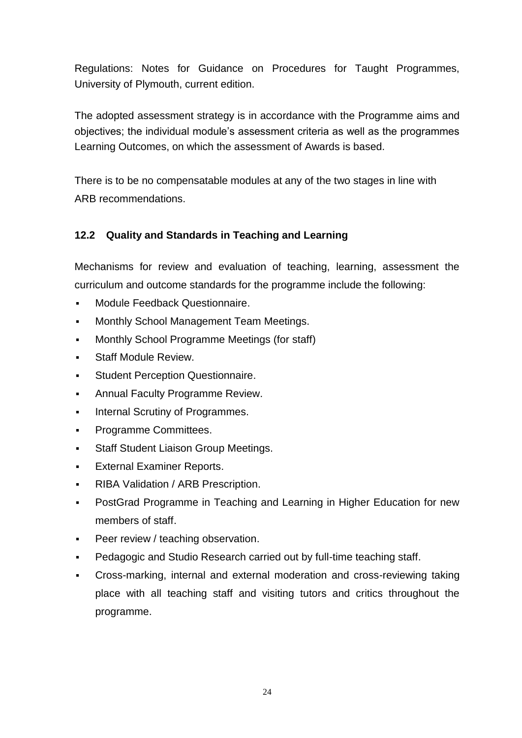Regulations: Notes for Guidance on Procedures for Taught Programmes, University of Plymouth, current edition.

The adopted assessment strategy is in accordance with the Programme aims and objectives; the individual module's assessment criteria as well as the programmes Learning Outcomes, on which the assessment of Awards is based.

There is to be no compensatable modules at any of the two stages in line with ARB recommendations.

### 12.2 Quality and Standards in Teaching and Learning

Mechanisms for review and evaluation of teaching, learning, assessment the curriculum and outcome standards for the programme include the following:

- Module Feedback Questionnaire.
- Monthly School Management Team Meetings.
- Monthly School Programme Meetings (for staff)
- Staff Module Review.
- Student Perception Questionnaire.
- Annual Faculty Programme Review.
- Internal Scrutiny of Programmes.
- Programme Committees.
- Staff Student Liaison Group Meetings.
- External Examiner Reports.
- RIBA Validation / ARB Prescription.
- PostGrad Programme in Teaching and Learning in Higher Education for new members of staff.
- Peer review / teaching observation.
- Pedagogic and Studio Research carried out by full-time teaching staff.
- Cross-marking, internal and external moderation and cross-reviewing taking place with all teaching staff and visiting tutors and critics throughout the programme.